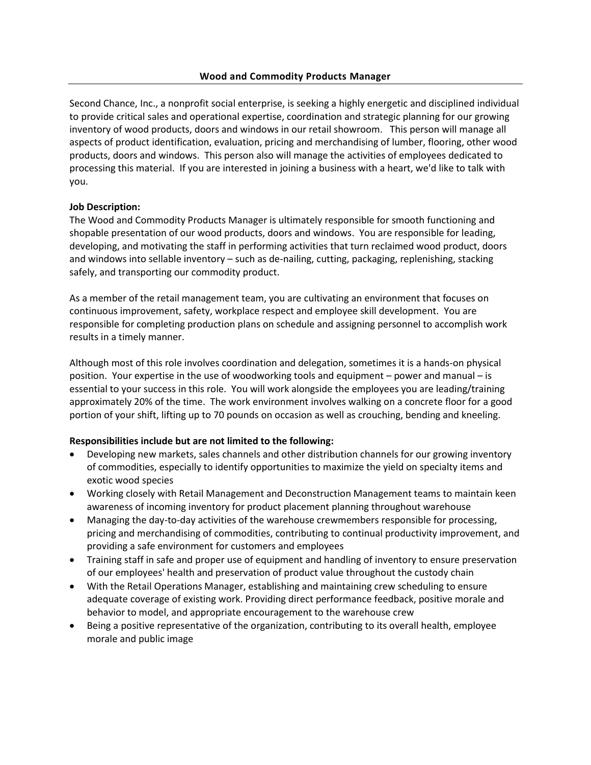## Wood and Commodity Products Manager

Second Chance, Inc., a nonprofit social enterprise, is seeking a highly energetic and disciplined individual to provide critical sales and operational expertise, coordination and strategic planning for our growing inventory of wood products, doors and windows in our retail showroom. This person will manage all aspects of product identification, evaluation, pricing and merchandising of lumber, flooring, other wood products, doors and windows. This person also will manage the activities of employees dedicated to processing this material. If you are interested in joining a business with a heart, we'd like to talk with you.

**Job Description:**

The Wood and Commodity Products Manager is ultimately responsible for smooth functioning and shopable presentation of our wood products, doors and windows. You are responsible for leading, developing, and motivating the staff in performing activities that turn reclaimed wood product, doors and windows into sellable inventory – such as de-nailing, cutting, packaging, replenishing, stacking safely, and transporting our commodity product.

As a member of the retail management team, you are cultivating an environment that focuses on continuous improvement, safety, workplace respect and employee skill development. You are responsible for completing production plans on schedule and assigning personnel to accomplish work results in a timely manner.

Although most of this role involves coordination and delegation, sometimes it is a hands-on physical position. Your expertise in the use of woodworking tools and equipment – power and manual – is essential to your success in this role. You will work alongside the employees you are leading/training approximately 20% of the time. The work environment involves walking on a concrete floor for a good portion of your shift, lifting up to 70 pounds on occasion as well as crouching, bending and kneeling.

**Responsibilities include but are not limited to the following:**

- Developing new markets, sales channels and other distribution channels for our growing inventory of commodities, especially to identify opportunities to maximize the yield on specialty items and exotic wood species
- Working closely with Retail Management and Deconstruction Management teams to maintain keen awareness of incoming inventory for product placement planning throughout warehouse
- Managing the day-to-day activities of the warehouse crewmembers responsible for processing, pricing and merchandising of commodities, contributing to continual productivity improvement, and providing a safe environment for customers and employees
- Training staff in safe and proper use of equipment and handling of inventory to ensure preservation of our employees' health and preservation of product value throughout the custody chain
- With the Retail Operations Manager, establishing and maintaining crew scheduling to ensure adequate coverage of existing work. Providing direct performance feedback, positive morale and behavior to model, and appropriate encouragement to the warehouse crew
- Being a positive representative of the organization, contributing to its overall health, employee morale and public image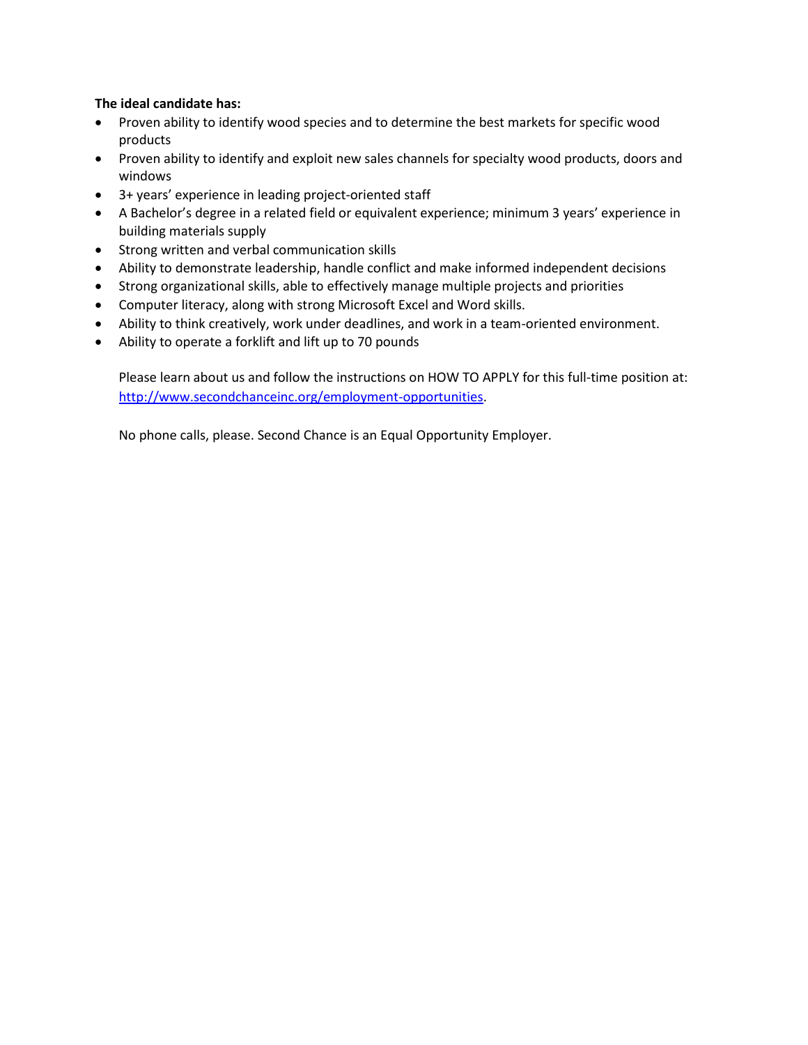**The ideal candidate has:**

- Proven ability to identify wood species and to determine the best markets for specific wood products
- Proven ability to identify and exploit new sales channels for specialty wood products, doors and windows
- 3+ years' experience in leading project-oriented staff
- A Bachelor's degree in a related field or equivalent experience; minimum 3 years' experience in building materials supply
- Strong written and verbal communication skills
- Ability to demonstrate leadership, handle conflict and make informed independent decisions
- Strong organizational skills, able to effectively manage multiple projects and priorities
- Computer literacy, along with strong Microsoft Excel and Word skills.
- Ability to think creatively, work under deadlines, and work in a team-oriented environment.
- Ability to operate a forklift and lift up to 70 pounds

Please learn about us and follow the instructions on HOW TO APPLY for this full-time position at: [http://www.secondchanceinc.org/employment-opportunities](http://www.secondchanceinc.org/employment-opportunities).

No phone calls, please. Second Chance is an Equal Opportunity Employer.